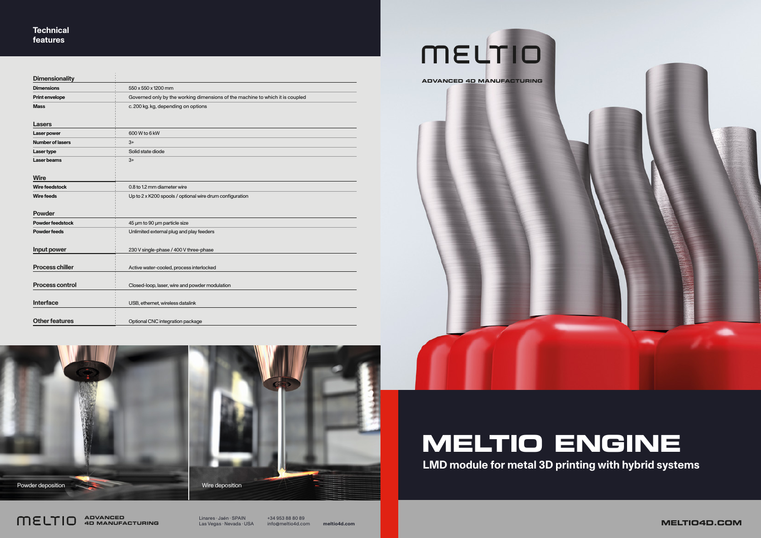## Technical features

| Dimensionality | |
|---|---|
| Dimensions | 550 x 550 x 1200 mm |
| Print envelope | Governed only by the working dimensions of the machine to which it is coupled |
| Mass | c. 200 kg. kg, depending on options |

| Lasers | |
|---|---|
| Laser power | 600 W to 6 kW |
| Number of lasers | 3+ |
| Laser type | Solid state diode |
| Laser beams | 3+ |

| Wire | |
|---|---|
| Wire feedstock | 0.8 to 1.2 mm diameter wire |
| Wire feeds | Up to 2 x K200 spools / optional wire drum configuration |

| Powder | |
|---|---|
| Powder feedstock | 45 µm to 90 µm particle size |
| Powder feeds | Unlimited external plug and play feeders |

| | |
|---|---|
| Input power | 230 V single-phase / 400 V three-phase |
| Process chiller | Active water-cooled, process interlocked |
| Process control | Closed-loop, laser, wire and powder modulation |
| Interface | USB, ethernet, wireless datalink |
| Other features | Optional CNC integration package |

Powder deposition

Wire deposition

MELTIO ADVANCED 4D MANUFACTURING

Linares · Jaén · SPAIN
Las Vegas · Nevada · USA

+34 953 88 80 89
info@meltio4d.com

meltio4d.com

# MELTIO

ADVANCED 4D MANUFACTURING

# MELTIO ENGINE

## LMD module for metal 3D printing with hybrid systems

MELTIO4D.COM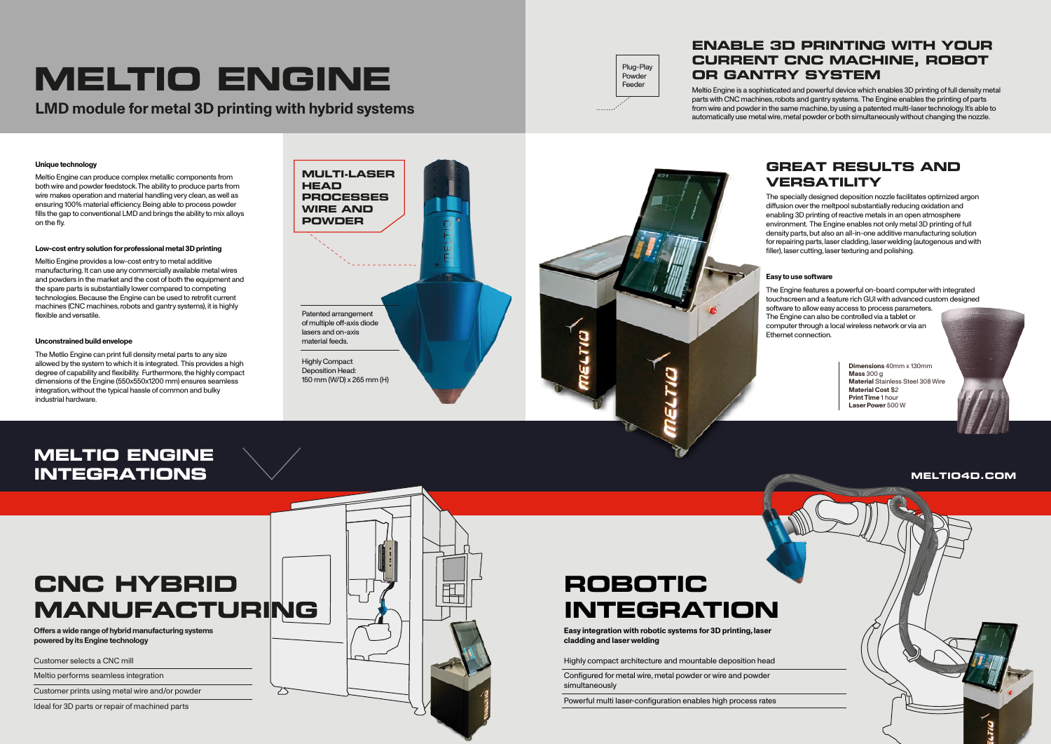# MELTIO ENGINE

**LMD module for metal 3D printing with hybrid systems**

## ENABLE 3D PRINTING WITH YOUR CURRENT CNC MACHINE, ROBOT OR GANTRY SYSTEM

Meltio Engine is a sophisticated and powerful device which enables 3D printing of full density metal parts with CNC machines, robots and gantry systems. The Engine enables the printing of parts from wire and powder in the same machine, by using a patented multi-laser technology. It's able to automatically use metal wire, metal powder or both simultaneously without changing the nozzle.

Plug-Play Powder Feeder

**Unique technology**

Meltio Engine can produce complex metallic components from both wire and powder feedstock. The ability to produce parts from wire makes operation and material handling very clean, as well as ensuring 100% material efficiency. Being able to process powder fills the gap to conventional LMD and brings the ability to mix alloys on the fly.

**Low-cost entry solution for professional metal 3D printing**

Meltio Engine provides a low-cost entry to metal additive manufacturing. It can use any commercially available metal wires and powders in the market and the cost of both the equipment and the spare parts is substantially lower compared to competing technologies. Because the Engine can be used to retrofit current machines (CNC machines, robots and gantry systems), it is highly flexible and versatile.

**Unconstrained build envelope**

The Metlio Engine can print full density metal parts to any size allowed by the system to which it is integrated. This provides a high degree of capability and flexibility. Furthermore, the highly compact dimensions of the Engine (550x550x1200 mm) ensures seamless integration, without the typical hassle of common and bulky industrial hardware.

**MULTI-LASER HEAD PROCESSES WIRE AND POWDER**

Patented arrangement of multiple off-axis diode lasers and on-axis material feeds.

Highly Compact Deposition Head: 150 mm (W/D) x 265 mm (H)

## GREAT RESULTS AND VERSATILITY

The specially designed deposition nozzle facilitates optimized argon diffusion over the meltpool substantially reducing oxidation and enabling 3D printing of reactive metals in an open atmosphere environment. The Engine enables not only metal 3D printing of full density parts, but also an all-in-one additive manufacturing solution for repairing parts, laser cladding, laser welding (autogenous and with filler), laser cutting, laser texturing and polishing.

**Easy to use software**

The Engine features a powerful on-board computer with integrated touchscreen and a feature rich GUI with advanced custom designed software to allow easy access to process parameters. The Engine can also be controlled via a tablet or computer through a local wireless network or via an Ethernet connection.

**Dimensions** 40mm x 130mm
**Mass** 300 g
**Material** Stainless Steel 308 Wire
**Material Cost** $2
**Print Time** 1 hour
**Laser Power** 500 W

## MELTIO ENGINE INTEGRATIONS

MELTIO4D.COM

## CNC HYBRID MANUFACTURING

**Offers a wide range of hybrid manufacturing systems powered by its Engine technology**

- Customer selects a CNC mill
- Meltio performs seamless integration
- Customer prints using metal wire and/or powder
- Ideal for 3D parts or repair of machined parts

## ROBOTIC INTEGRATION

**Easy integration with robotic systems for 3D printing, laser cladding and laser welding**

- Highly compact architecture and mountable deposition head
- Configured for metal wire, metal powder or wire and powder simultaneously
- Powerful multi laser-configuration enables high process rates